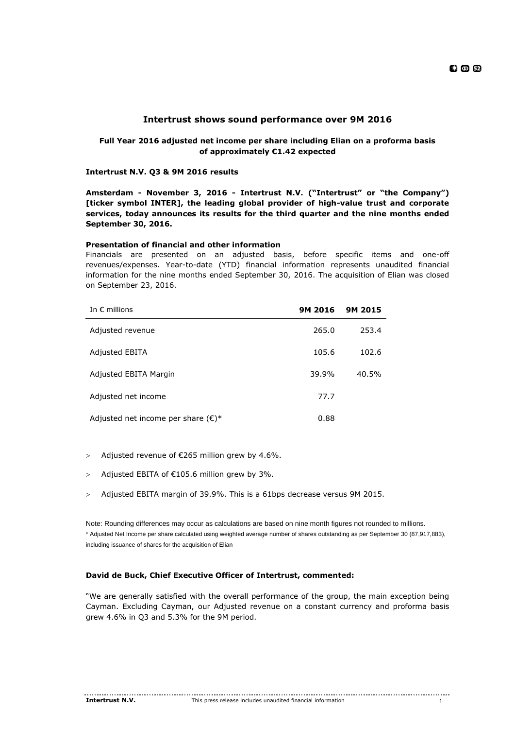# Intertrust shows sound performance over 9M 2016

### Full Year 2016 adjusted net income per share including Elian on a proforma basis of approximately €1.42 expected

**Intertrust N.V. Q3 & 9M 2016 results**

**Amsterdam - November 3, 2016 - Intertrust N.V. ("Intertrust" or "the Company") [ticker symbol INTER], the leading global provider of high-value trust and corporate services, today announces its results for the third quarter and the nine months ended September 30, 2016.**

**Presentation of financial and other information**

Financials are presented on an adjusted basis, before specific items and one-off revenues/expenses. Year-to-date (YTD) financial information represents unaudited financial information for the nine months ended September 30, 2016. The acquisition of Elian was closed on September 23, 2016.

| In € millions | 9M 2016 | 9M 2015 |
|---|---|---|
| Adjusted revenue | 265.0 | 253.4 |
| Adjusted EBITA | 105.6 | 102.6 |
| Adjusted EBITA Margin | 39.9% | 40.5% |
| Adjusted net income | 77.7 | |
| Adjusted net income per share (€)* | 0.88 | |

- Adjusted revenue of €265 million grew by 4.6%.
- Adjusted EBITA of €105.6 million grew by 3%.
- Adjusted EBITA margin of 39.9%. This is a 61bps decrease versus 9M 2015.

Note: Rounding differences may occur as calculations are based on nine month figures not rounded to millions.

* Adjusted Net Income per share calculated using weighted average number of shares outstanding as per September 30 (87,917,883), including issuance of shares for the acquisition of Elian

**David de Buck, Chief Executive Officer of Intertrust, commented:**

"We are generally satisfied with the overall performance of the group, the main exception being Cayman. Excluding Cayman, our Adjusted revenue on a constant currency and proforma basis grew 4.6% in Q3 and 5.3% for the 9M period.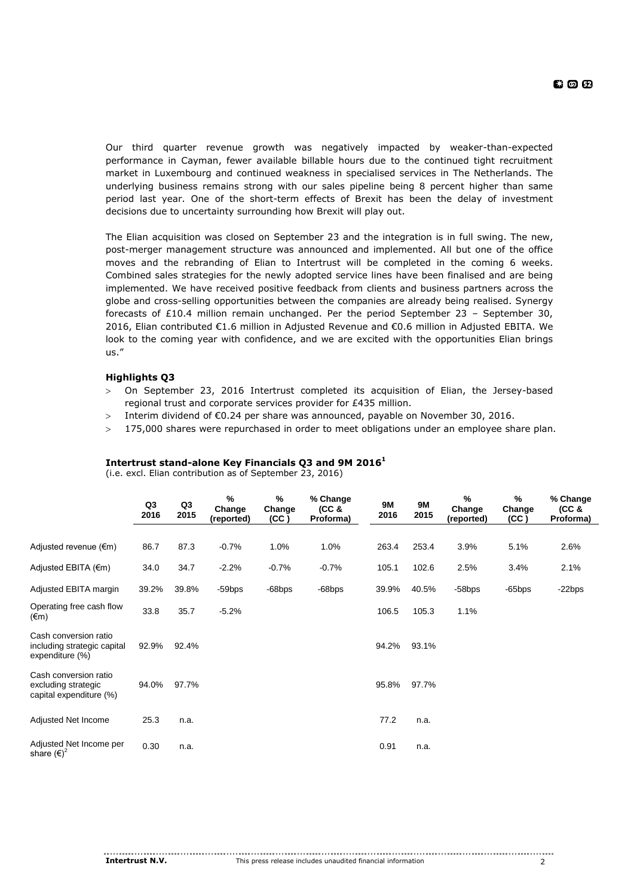Our third quarter revenue growth was negatively impacted by weaker-than-expected performance in Cayman, fewer available billable hours due to the continued tight recruitment market in Luxembourg and continued weakness in specialised services in The Netherlands. The underlying business remains strong with our sales pipeline being 8 percent higher than same period last year. One of the short-term effects of Brexit has been the delay of investment decisions due to uncertainty surrounding how Brexit will play out.

The Elian acquisition was closed on September 23 and the integration is in full swing. The new, post-merger management structure was announced and implemented. All but one of the office moves and the rebranding of Elian to Intertrust will be completed in the coming 6 weeks. Combined sales strategies for the newly adopted service lines have been finalised and are being implemented. We have received positive feedback from clients and business partners across the globe and cross-selling opportunities between the companies are already being realised. Synergy forecasts of £10.4 million remain unchanged. Per the period September 23 – September 30, 2016, Elian contributed €1.6 million in Adjusted Revenue and €0.6 million in Adjusted EBITA. We look to the coming year with confidence, and we are excited with the opportunities Elian brings us."

### Highlights Q3

- On September 23, 2016 Intertrust completed its acquisition of Elian, the Jersey-based regional trust and corporate services provider for £435 million.
- Interim dividend of €0.24 per share was announced, payable on November 30, 2016.
- 175,000 shares were repurchased in order to meet obligations under an employee share plan.

### Intertrust stand-alone Key Financials Q3 and 9M 2016[1]

(i.e. excl. Elian contribution as of September 23, 2016)

| | Q3 2016 | Q3 2015 | % Change (reported) | % Change (CC) | % Change (CC & Proforma) | 9M 2016 | 9M 2015 | % Change (reported) | % Change (CC) | % Change (CC & Proforma) |
|---|---|---|---|---|---|---|---|---|---|---|
| Adjusted revenue (€m) | 86.7 | 87.3 | -0.7% | 1.0% | 1.0% | 263.4 | 253.4 | 3.9% | 5.1% | 2.6% |
| Adjusted EBITA (€m) | 34.0 | 34.7 | -2.2% | -0.7% | -0.7% | 105.1 | 102.6 | 2.5% | 3.4% | 2.1% |
| Adjusted EBITA margin | 39.2% | 39.8% | -59bps | -68bps | -68bps | 39.9% | 40.5% | -58bps | -65bps | -22bps |
| Operating free cash flow (€m) | 33.8 | 35.7 | -5.2% | | | 106.5 | 105.3 | 1.1% | | |
| Cash conversion ratio including strategic capital expenditure (%) | 92.9% | 92.4% | | | | 94.2% | 93.1% | | | |
| Cash conversion ratio excluding strategic capital expenditure (%) | 94.0% | 97.7% | | | | 95.8% | 97.7% | | | |
| Adjusted Net Income | 25.3 | n.a. | | | | 77.2 | n.a. | | | |
| Adjusted Net Income per share (€)[2] | 0.30 | n.a. | | | | 0.91 | n.a. | | | |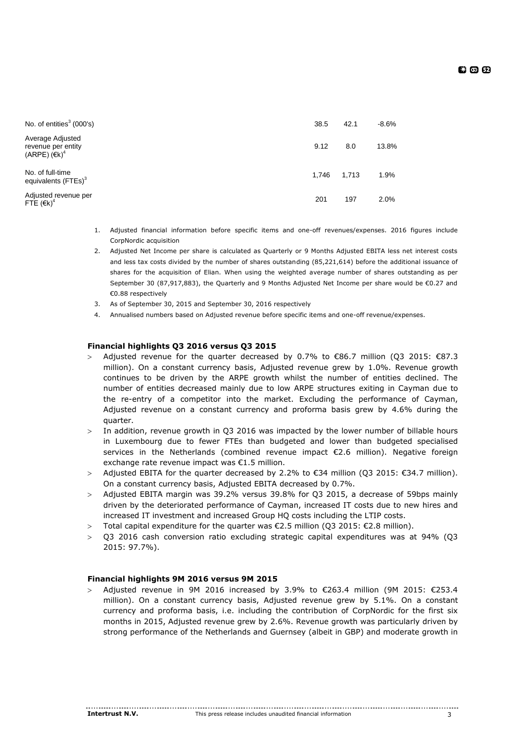| | | | |
|---|---|---|---|
| No. of entities[3] (000's) | 38.5 | 42.1 | -8.6% |
| Average Adjusted revenue per entity (ARPE) (€k)[4] | 9.12 | 8.0 | 13.8% |
| No. of full-time equivalents (FTEs)[3] | 1,746 | 1,713 | 1.9% |
| Adjusted revenue per FTE (€k)[4] | 201 | 197 | 2.0% |

1. Adjusted financial information before specific items and one-off revenues/expenses. 2016 figures include CorpNordic acquisition
2. Adjusted Net Income per share is calculated as Quarterly or 9 Months Adjusted EBITA less net interest costs and less tax costs divided by the number of shares outstanding (85,221,614) before the additional issuance of shares for the acquisition of Elian. When using the weighted average number of shares outstanding as per September 30 (87,917,883), the Quarterly and 9 Months Adjusted Net Income per share would be €0.27 and €0.88 respectively
3. As of September 30, 2015 and September 30, 2016 respectively
4. Annualised numbers based on Adjusted revenue before specific items and one-off revenue/expenses.

**Financial highlights Q3 2016 versus Q3 2015**

- Adjusted revenue for the quarter decreased by 0.7% to €86.7 million (Q3 2015: €87.3 million). On a constant currency basis, Adjusted revenue grew by 1.0%. Revenue growth continues to be driven by the ARPE growth whilst the number of entities declined. The number of entities decreased mainly due to low ARPE structures exiting in Cayman due to the re-entry of a competitor into the market. Excluding the performance of Cayman, Adjusted revenue on a constant currency and proforma basis grew by 4.6% during the quarter.
- In addition, revenue growth in Q3 2016 was impacted by the lower number of billable hours in Luxembourg due to fewer FTEs than budgeted and lower than budgeted specialised services in the Netherlands (combined revenue impact €2.6 million). Negative foreign exchange rate revenue impact was €1.5 million.
- Adjusted EBITA for the quarter decreased by 2.2% to €34 million (Q3 2015: €34.7 million). On a constant currency basis, Adjusted EBITA decreased by 0.7%.
- Adjusted EBITA margin was 39.2% versus 39.8% for Q3 2015, a decrease of 59bps mainly driven by the deteriorated performance of Cayman, increased IT costs due to new hires and increased IT investment and increased Group HQ costs including the LTIP costs.
- Total capital expenditure for the quarter was €2.5 million (Q3 2015: €2.8 million).
- Q3 2016 cash conversion ratio excluding strategic capital expenditures was at 94% (Q3 2015: 97.7%).

**Financial highlights 9M 2016 versus 9M 2015**

- Adjusted revenue in 9M 2016 increased by 3.9% to €263.4 million (9M 2015: €253.4 million). On a constant currency basis, Adjusted revenue grew by 5.1%. On a constant currency and proforma basis, i.e. including the contribution of CorpNordic for the first six months in 2015, Adjusted revenue grew by 2.6%. Revenue growth was particularly driven by strong performance of the Netherlands and Guernsey (albeit in GBP) and moderate growth in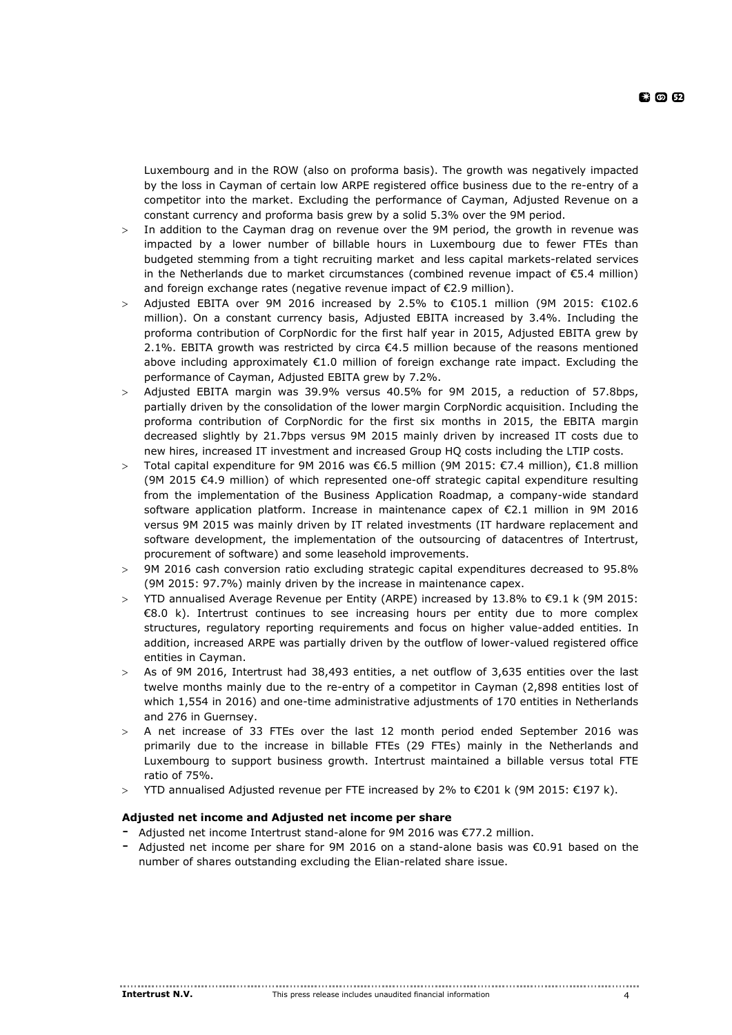Luxembourg and in the ROW (also on proforma basis). The growth was negatively impacted by the loss in Cayman of certain low ARPE registered office business due to the re-entry of a competitor into the market. Excluding the performance of Cayman, Adjusted Revenue on a constant currency and proforma basis grew by a solid 5.3% over the 9M period.

- In addition to the Cayman drag on revenue over the 9M period, the growth in revenue was impacted by a lower number of billable hours in Luxembourg due to fewer FTEs than budgeted stemming from a tight recruiting market and less capital markets-related services in the Netherlands due to market circumstances (combined revenue impact of €5.4 million) and foreign exchange rates (negative revenue impact of €2.9 million).
- Adjusted EBITA over 9M 2016 increased by 2.5% to €105.1 million (9M 2015: €102.6 million). On a constant currency basis, Adjusted EBITA increased by 3.4%. Including the proforma contribution of CorpNordic for the first half year in 2015, Adjusted EBITA grew by 2.1%. EBITA growth was restricted by circa €4.5 million because of the reasons mentioned above including approximately €1.0 million of foreign exchange rate impact. Excluding the performance of Cayman, Adjusted EBITA grew by 7.2%.
- Adjusted EBITA margin was 39.9% versus 40.5% for 9M 2015, a reduction of 57.8bps, partially driven by the consolidation of the lower margin CorpNordic acquisition. Including the proforma contribution of CorpNordic for the first six months in 2015, the EBITA margin decreased slightly by 21.7bps versus 9M 2015 mainly driven by increased IT costs due to new hires, increased IT investment and increased Group HQ costs including the LTIP costs.
- Total capital expenditure for 9M 2016 was €6.5 million (9M 2015: €7.4 million), €1.8 million (9M 2015 €4.9 million) of which represented one-off strategic capital expenditure resulting from the implementation of the Business Application Roadmap, a company-wide standard software application platform. Increase in maintenance capex of €2.1 million in 9M 2016 versus 9M 2015 was mainly driven by IT related investments (IT hardware replacement and software development, the implementation of the outsourcing of datacentres of Intertrust, procurement of software) and some leasehold improvements.
- 9M 2016 cash conversion ratio excluding strategic capital expenditures decreased to 95.8% (9M 2015: 97.7%) mainly driven by the increase in maintenance capex.
- YTD annualised Average Revenue per Entity (ARPE) increased by 13.8% to €9.1 k (9M 2015: €8.0 k). Intertrust continues to see increasing hours per entity due to more complex structures, regulatory reporting requirements and focus on higher value-added entities. In addition, increased ARPE was partially driven by the outflow of lower-valued registered office entities in Cayman.
- As of 9M 2016, Intertrust had 38,493 entities, a net outflow of 3,635 entities over the last twelve months mainly due to the re-entry of a competitor in Cayman (2,898 entities lost of which 1,554 in 2016) and one-time administrative adjustments of 170 entities in Netherlands and 276 in Guernsey.
- A net increase of 33 FTEs over the last 12 month period ended September 2016 was primarily due to the increase in billable FTEs (29 FTEs) mainly in the Netherlands and Luxembourg to support business growth. Intertrust maintained a billable versus total FTE ratio of 75%.
- YTD annualised Adjusted revenue per FTE increased by 2% to €201 k (9M 2015: €197 k).

**Adjusted net income and Adjusted net income per share**

- Adjusted net income Intertrust stand-alone for 9M 2016 was €77.2 million.
- Adjusted net income per share for 9M 2016 on a stand-alone basis was €0.91 based on the number of shares outstanding excluding the Elian-related share issue.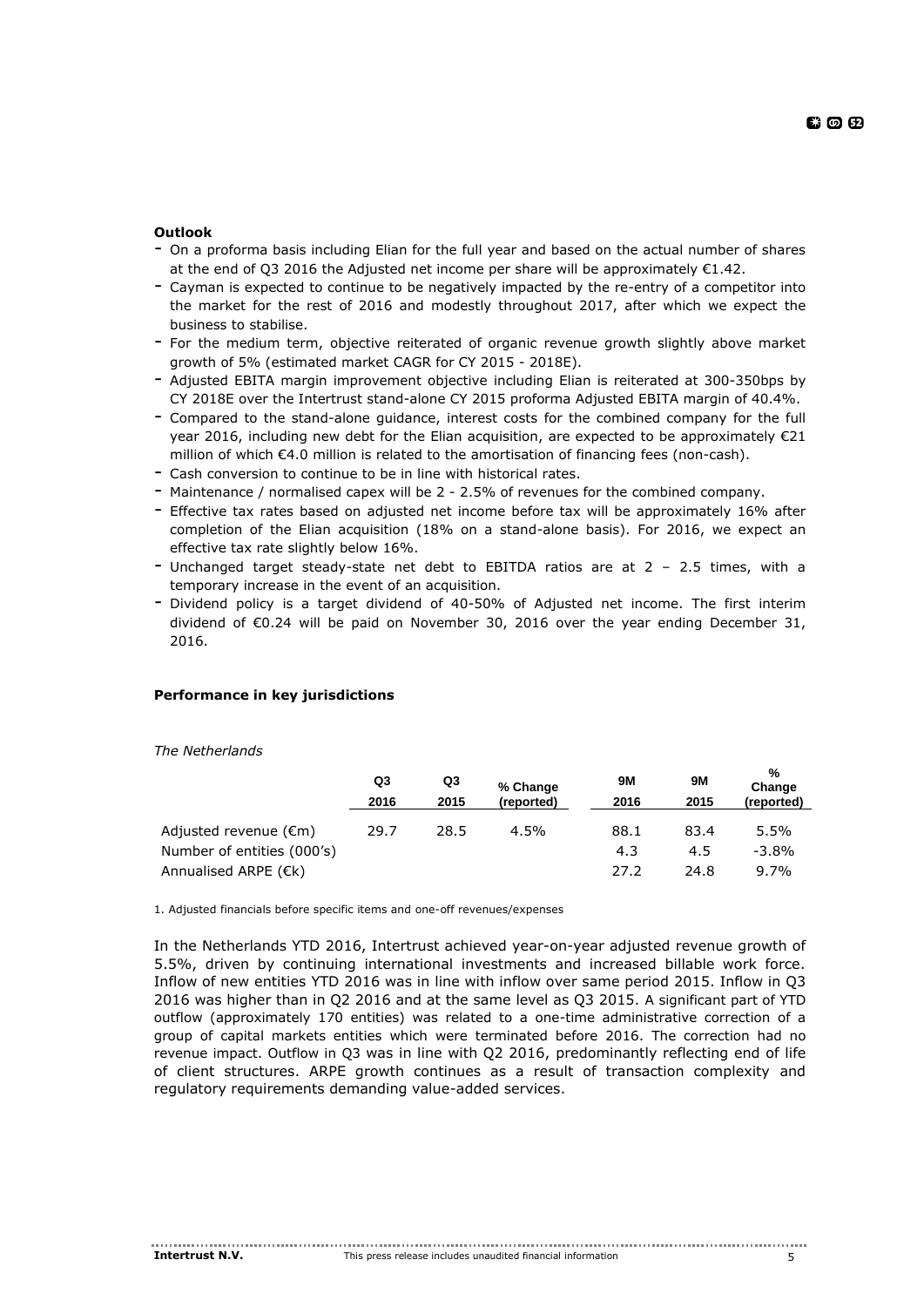**Outlook**

- On a proforma basis including Elian for the full year and based on the actual number of shares at the end of Q3 2016 the Adjusted net income per share will be approximately €1.42.
- Cayman is expected to continue to be negatively impacted by the re-entry of a competitor into the market for the rest of 2016 and modestly throughout 2017, after which we expect the business to stabilise.
- For the medium term, objective reiterated of organic revenue growth slightly above market growth of 5% (estimated market CAGR for CY 2015 - 2018E).
- Adjusted EBITA margin improvement objective including Elian is reiterated at 300-350bps by CY 2018E over the Intertrust stand-alone CY 2015 proforma Adjusted EBITA margin of 40.4%.
- Compared to the stand-alone guidance, interest costs for the combined company for the full year 2016, including new debt for the Elian acquisition, are expected to be approximately €21 million of which €4.0 million is related to the amortisation of financing fees (non-cash).
- Cash conversion to continue to be in line with historical rates.
- Maintenance / normalised capex will be 2 - 2.5% of revenues for the combined company.
- Effective tax rates based on adjusted net income before tax will be approximately 16% after completion of the Elian acquisition (18% on a stand-alone basis). For 2016, we expect an effective tax rate slightly below 16%.
- Unchanged target steady-state net debt to EBITDA ratios are at 2 – 2.5 times, with a temporary increase in the event of an acquisition.
- Dividend policy is a target dividend of 40-50% of Adjusted net income. The first interim dividend of €0.24 will be paid on November 30, 2016 over the year ending December 31, 2016.

**Performance in key jurisdictions**

*The Netherlands*

| | Q3 2016 | Q3 2015 | % Change (reported) | 9M 2016 | 9M 2015 | % Change (reported) |
|---|---|---|---|---|---|---|
| Adjusted revenue (€m) | 29.7 | 28.5 | 4.5% | 88.1 | 83.4 | 5.5% |
| Number of entities (000's) | | | | 4.3 | 4.5 | -3.8% |
| Annualised ARPE (€k) | | | | 27.2 | 24.8 | 9.7% |

1. Adjusted financials before specific items and one-off revenues/expenses

In the Netherlands YTD 2016, Intertrust achieved year-on-year adjusted revenue growth of 5.5%, driven by continuing international investments and increased billable work force. Inflow of new entities YTD 2016 was in line with inflow over same period 2015. Inflow in Q3 2016 was higher than in Q2 2016 and at the same level as Q3 2015. A significant part of YTD outflow (approximately 170 entities) was related to a one-time administrative correction of a group of capital markets entities which were terminated before 2016. The correction had no revenue impact. Outflow in Q3 was in line with Q2 2016, predominantly reflecting end of life of client structures. ARPE growth continues as a result of transaction complexity and regulatory requirements demanding value-added services.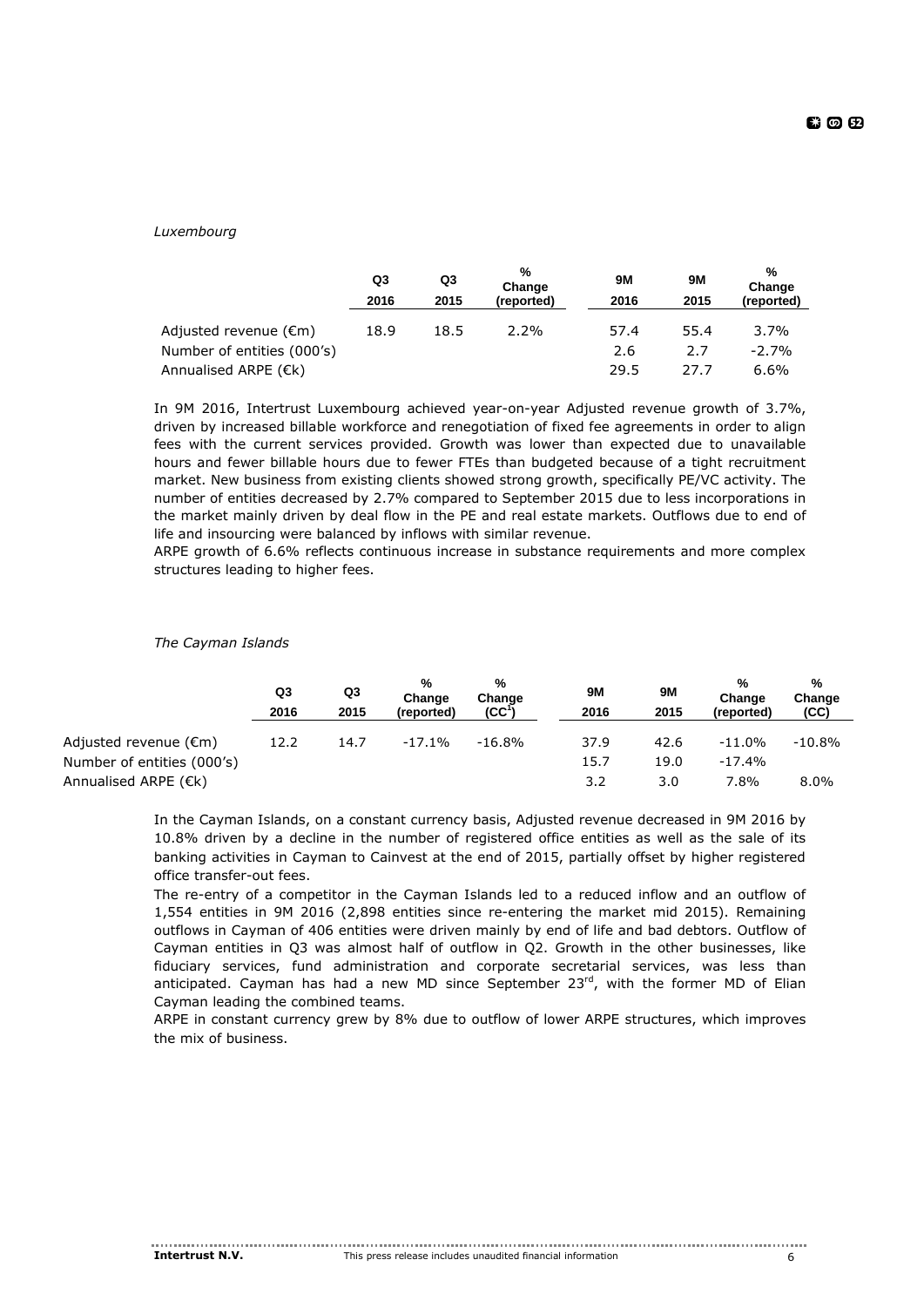*Luxembourg*

| | Q3 2016 | Q3 2015 | % Change (reported) | 9M 2016 | 9M 2015 | % Change (reported) |
|---|---|---|---|---|---|---|
| Adjusted revenue (€m) | 18.9 | 18.5 | 2.2% | 57.4 | 55.4 | 3.7% |
| Number of entities (000's) | | | | 2.6 | 2.7 | -2.7% |
| Annualised ARPE (€k) | | | | 29.5 | 27.7 | 6.6% |

In 9M 2016, Intertrust Luxembourg achieved year-on-year Adjusted revenue growth of 3.7%, driven by increased billable workforce and renegotiation of fixed fee agreements in order to align fees with the current services provided. Growth was lower than expected due to unavailable hours and fewer billable hours due to fewer FTEs than budgeted because of a tight recruitment market. New business from existing clients showed strong growth, specifically PE/VC activity. The number of entities decreased by 2.7% compared to September 2015 due to less incorporations in the market mainly driven by deal flow in the PE and real estate markets. Outflows due to end of life and insourcing were balanced by inflows with similar revenue.

ARPE growth of 6.6% reflects continuous increase in substance requirements and more complex structures leading to higher fees.

*The Cayman Islands*

| | Q3 2016 | Q3 2015 | % Change (reported) | % Change (CC[1]) | 9M 2016 | 9M 2015 | % Change (reported) | % Change (CC) |
|---|---|---|---|---|---|---|---|---|
| Adjusted revenue (€m) | 12.2 | 14.7 | -17.1% | -16.8% | 37.9 | 42.6 | -11.0% | -10.8% |
| Number of entities (000's) | | | | | 15.7 | 19.0 | -17.4% | |
| Annualised ARPE (€k) | | | | | 3.2 | 3.0 | 7.8% | 8.0% |

In the Cayman Islands, on a constant currency basis, Adjusted revenue decreased in 9M 2016 by 10.8% driven by a decline in the number of registered office entities as well as the sale of its banking activities in Cayman to Cainvest at the end of 2015, partially offset by higher registered office transfer-out fees.

The re-entry of a competitor in the Cayman Islands led to a reduced inflow and an outflow of 1,554 entities in 9M 2016 (2,898 entities since re-entering the market mid 2015). Remaining outflows in Cayman of 406 entities were driven mainly by end of life and bad debtors. Outflow of Cayman entities in Q3 was almost half of outflow in Q2. Growth in the other businesses, like fiduciary services, fund administration and corporate secretarial services, was less than anticipated. Cayman has had a new MD since September 23rd, with the former MD of Elian Cayman leading the combined teams.

ARPE in constant currency grew by 8% due to outflow of lower ARPE structures, which improves the mix of business.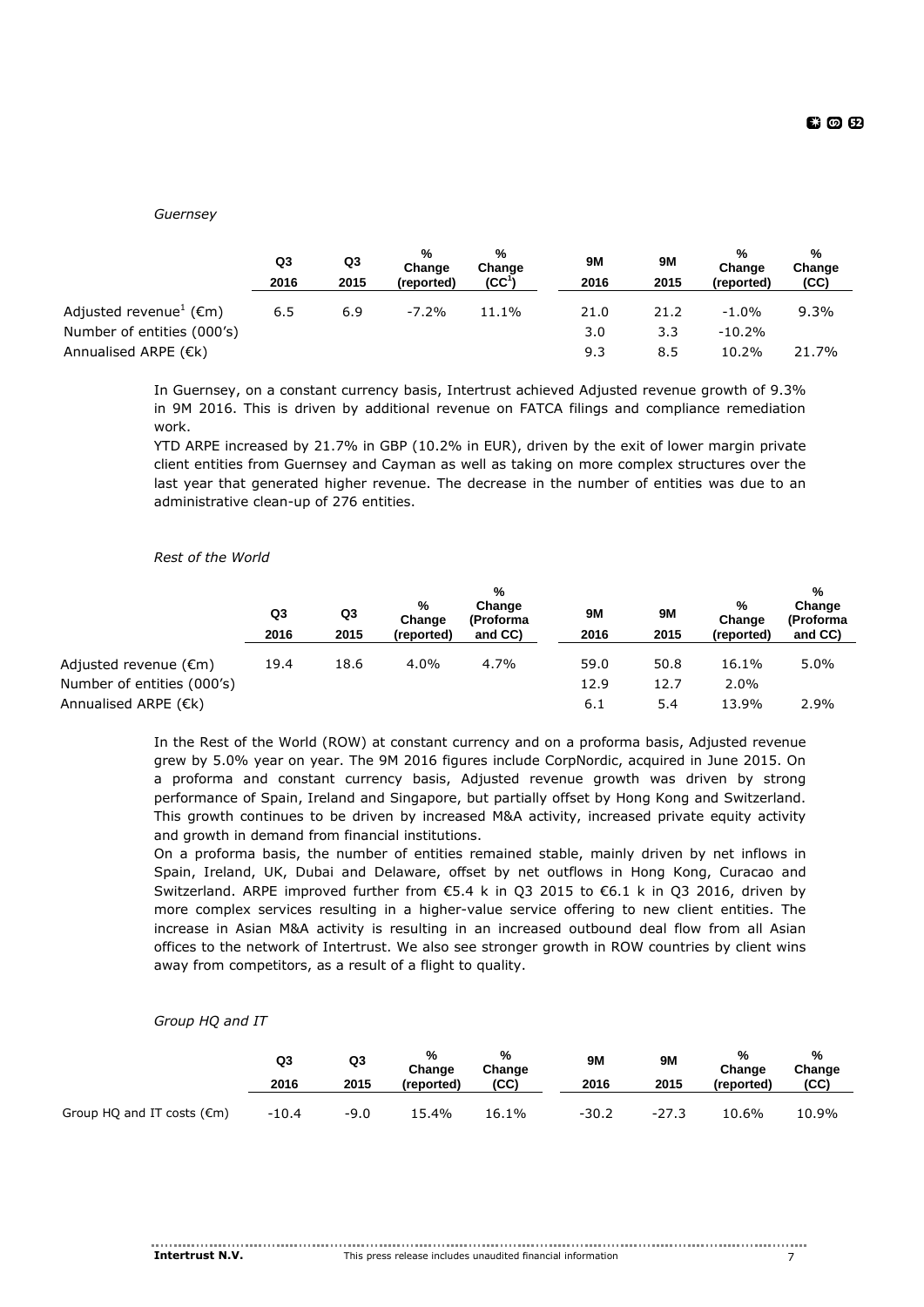*Guernsey*

| | Q3 2016 | Q3 2015 | % Change (reported) | % Change (CC[1]) | 9M 2016 | 9M 2015 | % Change (reported) | % Change (CC) |
|---|---|---|---|---|---|---|---|---|
| Adjusted revenue[1] (€m) | 6.5 | 6.9 | -7.2% | 11.1% | 21.0 | 21.2 | -1.0% | 9.3% |
| Number of entities (000's) | | | | | 3.0 | 3.3 | -10.2% | |
| Annualised ARPE (€k) | | | | | 9.3 | 8.5 | 10.2% | 21.7% |

In Guernsey, on a constant currency basis, Intertrust achieved Adjusted revenue growth of 9.3% in 9M 2016. This is driven by additional revenue on FATCA filings and compliance remediation work.

YTD ARPE increased by 21.7% in GBP (10.2% in EUR), driven by the exit of lower margin private client entities from Guernsey and Cayman as well as taking on more complex structures over the last year that generated higher revenue. The decrease in the number of entities was due to an administrative clean-up of 276 entities.

*Rest of the World*

| | Q3 2016 | Q3 2015 | % Change (reported) | % Change (Proforma and CC) | 9M 2016 | 9M 2015 | % Change (reported) | % Change (Proforma and CC) |
|---|---|---|---|---|---|---|---|---|
| Adjusted revenue (€m) | 19.4 | 18.6 | 4.0% | 4.7% | 59.0 | 50.8 | 16.1% | 5.0% |
| Number of entities (000's) | | | | | 12.9 | 12.7 | 2.0% | |
| Annualised ARPE (€k) | | | | | 6.1 | 5.4 | 13.9% | 2.9% |

In the Rest of the World (ROW) at constant currency and on a proforma basis, Adjusted revenue grew by 5.0% year on year. The 9M 2016 figures include CorpNordic, acquired in June 2015. On a proforma and constant currency basis, Adjusted revenue growth was driven by strong performance of Spain, Ireland and Singapore, but partially offset by Hong Kong and Switzerland. This growth continues to be driven by increased M&A activity, increased private equity activity and growth in demand from financial institutions.

On a proforma basis, the number of entities remained stable, mainly driven by net inflows in Spain, Ireland, UK, Dubai and Delaware, offset by net outflows in Hong Kong, Curacao and Switzerland. ARPE improved further from €5.4 k in Q3 2015 to €6.1 k in Q3 2016, driven by more complex services resulting in a higher-value service offering to new client entities. The increase in Asian M&A activity is resulting in an increased outbound deal flow from all Asian offices to the network of Intertrust. We also see stronger growth in ROW countries by client wins away from competitors, as a result of a flight to quality.

*Group HQ and IT*

| | Q3 2016 | Q3 2015 | % Change (reported) | % Change (CC) | 9M 2016 | 9M 2015 | % Change (reported) | % Change (CC) |
|---|---|---|---|---|---|---|---|---|
| Group HQ and IT costs (€m) | -10.4 | -9.0 | 15.4% | 16.1% | -30.2 | -27.3 | 10.6% | 10.9% |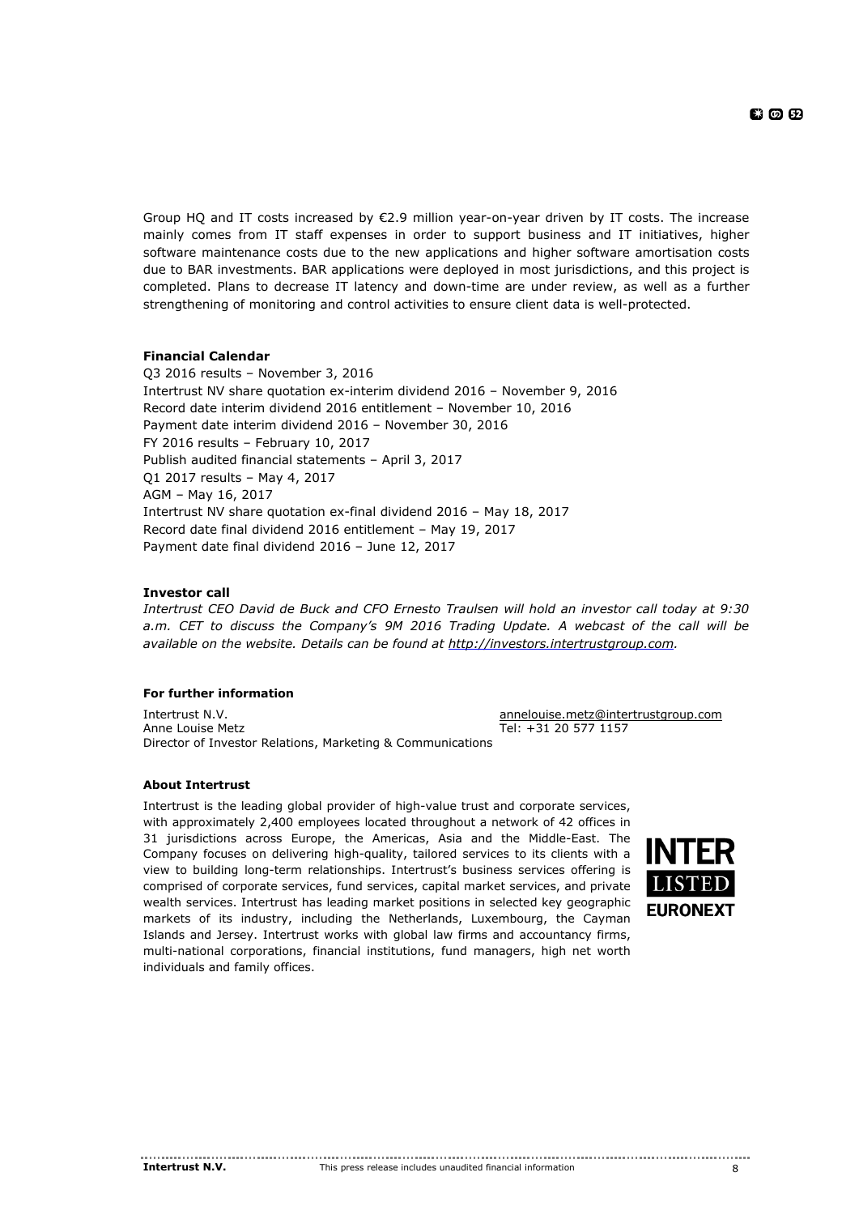Group HQ and IT costs increased by €2.9 million year-on-year driven by IT costs. The increase mainly comes from IT staff expenses in order to support business and IT initiatives, higher software maintenance costs due to the new applications and higher software amortisation costs due to BAR investments. BAR applications were deployed in most jurisdictions, and this project is completed. Plans to decrease IT latency and down-time are under review, as well as a further strengthening of monitoring and control activities to ensure client data is well-protected.

**Financial Calendar**

Q3 2016 results – November 3, 2016
Intertrust NV share quotation ex-interim dividend 2016 – November 9, 2016
Record date interim dividend 2016 entitlement – November 10, 2016
Payment date interim dividend 2016 – November 30, 2016
FY 2016 results – February 10, 2017
Publish audited financial statements – April 3, 2017
Q1 2017 results – May 4, 2017
AGM – May 16, 2017
Intertrust NV share quotation ex-final dividend 2016 – May 18, 2017
Record date final dividend 2016 entitlement – May 19, 2017
Payment date final dividend 2016 – June 12, 2017

**Investor call**

*Intertrust CEO David de Buck and CFO Ernesto Traulsen will hold an investor call today at 9:30 a.m. CET to discuss the Company's 9M 2016 Trading Update. A webcast of the call will be available on the website. Details can be found at http://investors.intertrustgroup.com.*

**For further information**

Intertrust N.V.
Anne Louise Metz
Director of Investor Relations, Marketing & Communications

annelouise.metz@intertrustgroup.com
Tel: +31 20 577 1157

**About Intertrust**

Intertrust is the leading global provider of high-value trust and corporate services, with approximately 2,400 employees located throughout a network of 42 offices in 31 jurisdictions across Europe, the Americas, Asia and the Middle-East. The Company focuses on delivering high-quality, tailored services to its clients with a view to building long-term relationships. Intertrust's business services offering is comprised of corporate services, fund services, capital market services, and private wealth services. Intertrust has leading market positions in selected key geographic markets of its industry, including the Netherlands, Luxembourg, the Cayman Islands and Jersey. Intertrust works with global law firms and accountancy firms, multi-national corporations, financial institutions, fund managers, high net worth individuals and family offices.

INTER LISTED EURONEXT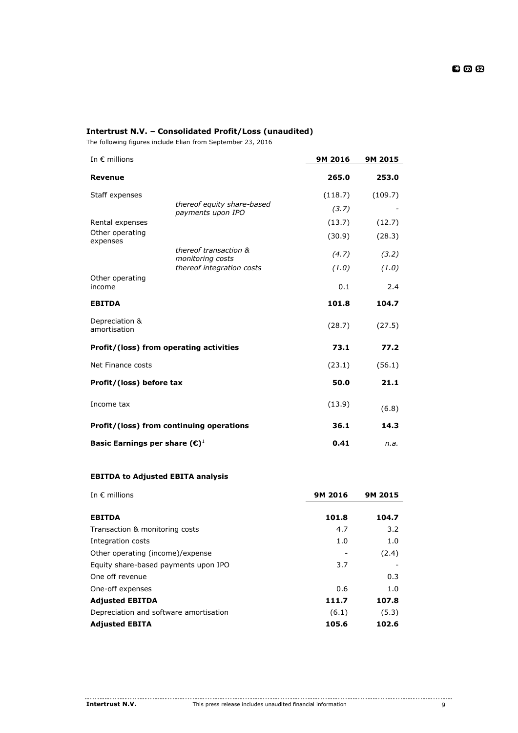**Intertrust N.V. – Consolidated Profit/Loss (unaudited)**

The following figures include Elian from September 23, 2016

| In € millions | | 9M 2016 | 9M 2015 |
|---|---|---|---|
| **Revenue** | | **265.0** | **253.0** |
| Staff expenses | | (118.7) | (109.7) |
| | *thereof equity share-based payments upon IPO* | *(3.7)* | - |
| Rental expenses | | (13.7) | (12.7) |
| Other operating expenses | | (30.9) | (28.3) |
| | *thereof transaction & monitoring costs* | *(4.7)* | *(3.2)* |
| | *thereof integration costs* | *(1.0)* | *(1.0)* |
| Other operating income | | 0.1 | 2.4 |
| **EBITDA** | | **101.8** | **104.7** |
| Depreciation & amortisation | | (28.7) | (27.5) |
| **Profit/(loss) from operating activities** | | **73.1** | **77.2** |
| Net Finance costs | | (23.1) | (56.1) |
| **Profit/(loss) before tax** | | **50.0** | **21.1** |
| Income tax | | (13.9) | (6.8) |
| **Profit/(loss) from continuing operations** | | **36.1** | **14.3** |
| **Basic Earnings per share (€)**[1] | | **0.41** | *n.a.* |

**EBITDA to Adjusted EBITA analysis**

| In € millions | 9M 2016 | 9M 2015 |
|---|---|---|
| **EBITDA** | **101.8** | **104.7** |
| Transaction & monitoring costs | 4.7 | 3.2 |
| Integration costs | 1.0 | 1.0 |
| Other operating (income)/expense | - | (2.4) |
| Equity share-based payments upon IPO | 3.7 | - |
| One off revenue | | 0.3 |
| One-off expenses | 0.6 | 1.0 |
| **Adjusted EBITDA** | **111.7** | **107.8** |
| Depreciation and software amortisation | (6.1) | (5.3) |
| **Adjusted EBITA** | **105.6** | **102.6** |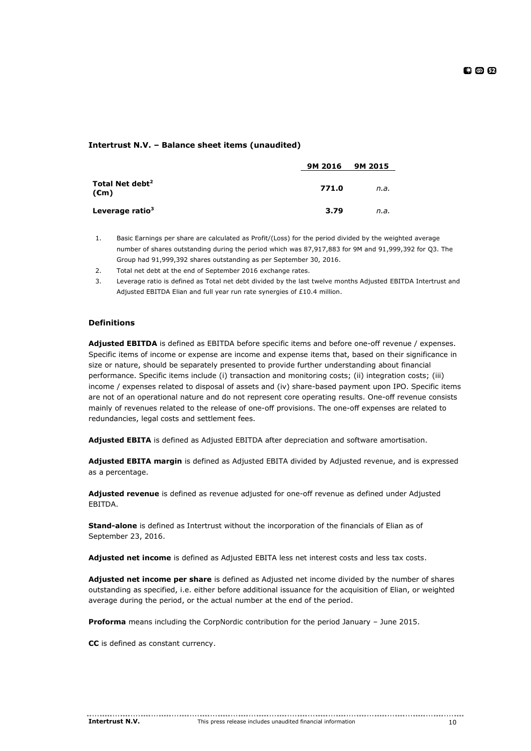**Intertrust N.V. – Balance sheet items (unaudited)**

| | 9M 2016 | 9M 2015 |
|---|---|---|
| **Total Net debt[2] (€m)** | **771.0** | *n.a.* |
| **Leverage ratio[3]** | **3.79** | *n.a.* |

1. Basic Earnings per share are calculated as Profit/(Loss) for the period divided by the weighted average number of shares outstanding during the period which was 87,917,883 for 9M and 91,999,392 for Q3. The Group had 91,999,392 shares outstanding as per September 30, 2016.
2. Total net debt at the end of September 2016 exchange rates.
3. Leverage ratio is defined as Total net debt divided by the last twelve months Adjusted EBITDA Intertrust and Adjusted EBITDA Elian and full year run rate synergies of £10.4 million.

**Definitions**

**Adjusted EBITDA** is defined as EBITDA before specific items and before one-off revenue / expenses. Specific items of income or expense are income and expense items that, based on their significance in size or nature, should be separately presented to provide further understanding about financial performance. Specific items include (i) transaction and monitoring costs; (ii) integration costs; (iii) income / expenses related to disposal of assets and (iv) share-based payment upon IPO. Specific items are not of an operational nature and do not represent core operating results. One-off revenue consists mainly of revenues related to the release of one-off provisions. The one-off expenses are related to redundancies, legal costs and settlement fees.

**Adjusted EBITA** is defined as Adjusted EBITDA after depreciation and software amortisation.

**Adjusted EBITA margin** is defined as Adjusted EBITA divided by Adjusted revenue, and is expressed as a percentage.

**Adjusted revenue** is defined as revenue adjusted for one-off revenue as defined under Adjusted EBITDA.

**Stand-alone** is defined as Intertrust without the incorporation of the financials of Elian as of September 23, 2016.

**Adjusted net income** is defined as Adjusted EBITA less net interest costs and less tax costs.

**Adjusted net income per share** is defined as Adjusted net income divided by the number of shares outstanding as specified, i.e. either before additional issuance for the acquisition of Elian, or weighted average during the period, or the actual number at the end of the period.

**Proforma** means including the CorpNordic contribution for the period January – June 2015.

**CC** is defined as constant currency.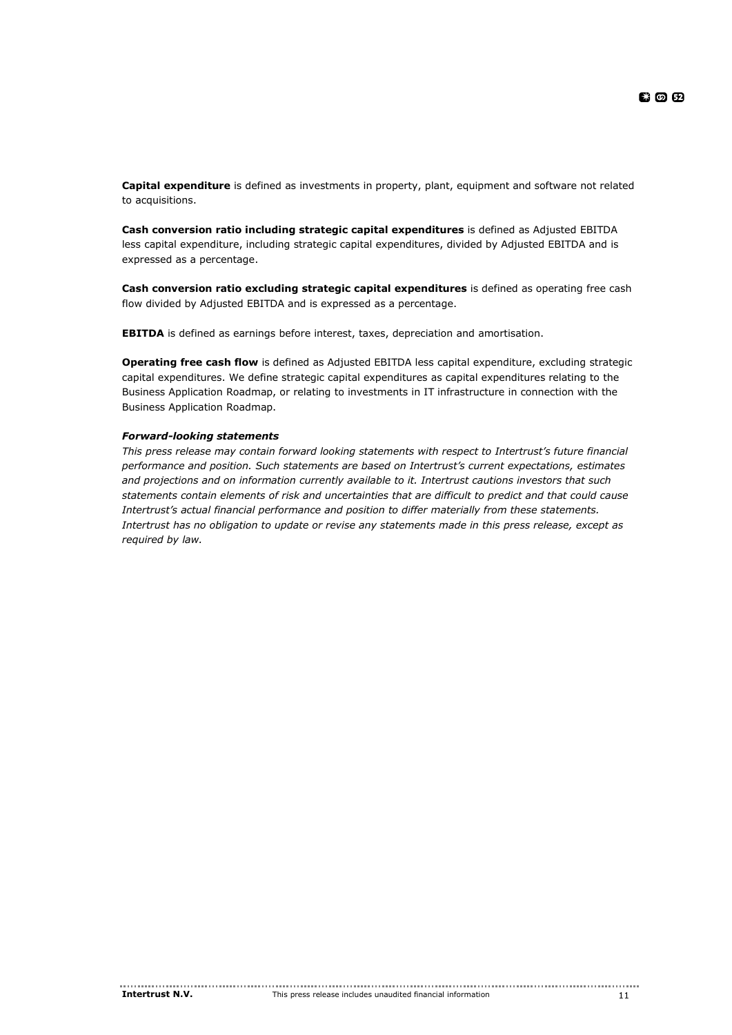**Capital expenditure** is defined as investments in property, plant, equipment and software not related to acquisitions.

**Cash conversion ratio including strategic capital expenditures** is defined as Adjusted EBITDA less capital expenditure, including strategic capital expenditures, divided by Adjusted EBITDA and is expressed as a percentage.

**Cash conversion ratio excluding strategic capital expenditures** is defined as operating free cash flow divided by Adjusted EBITDA and is expressed as a percentage.

**EBITDA** is defined as earnings before interest, taxes, depreciation and amortisation.

**Operating free cash flow** is defined as Adjusted EBITDA less capital expenditure, excluding strategic capital expenditures. We define strategic capital expenditures as capital expenditures relating to the Business Application Roadmap, or relating to investments in IT infrastructure in connection with the Business Application Roadmap.

***Forward-looking statements***

*This press release may contain forward looking statements with respect to Intertrust's future financial performance and position. Such statements are based on Intertrust's current expectations, estimates and projections and on information currently available to it. Intertrust cautions investors that such statements contain elements of risk and uncertainties that are difficult to predict and that could cause Intertrust's actual financial performance and position to differ materially from these statements. Intertrust has no obligation to update or revise any statements made in this press release, except as required by law.*